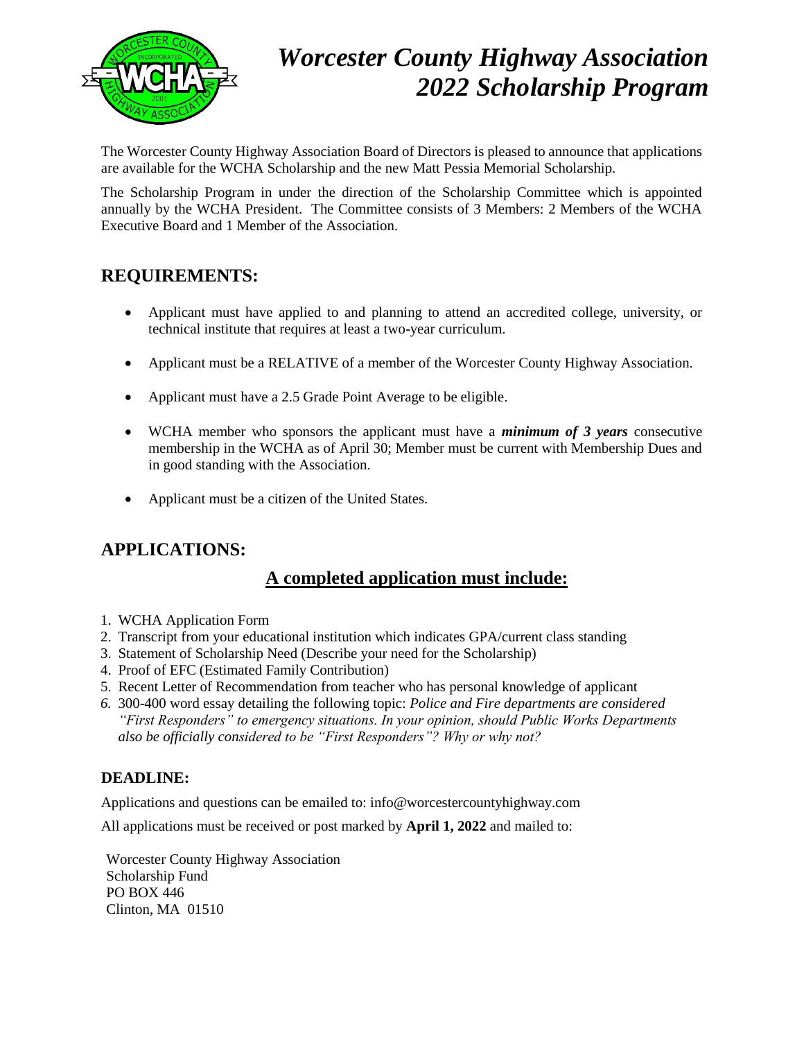# *Worcester County Highway Association 2022 Scholarship Program*

The Worcester County Highway Association Board of Directors is pleased to announce that applications are available for the WCHA Scholarship and the new Matt Pessia Memorial Scholarship.

The Scholarship Program in under the direction of the Scholarship Committee which is appointed annually by the WCHA President. The Committee consists of 3 Members: 2 Members of the WCHA Executive Board and 1 Member of the Association.

## REQUIREMENTS:

- Applicant must have applied to and planning to attend an accredited college, university, or technical institute that requires at least a two-year curriculum.
- Applicant must be a RELATIVE of a member of the Worcester County Highway Association.
- Applicant must have a 2.5 Grade Point Average to be eligible.
- WCHA member who sponsors the applicant must have a ***minimum of 3 years*** consecutive membership in the WCHA as of April 30; Member must be current with Membership Dues and in good standing with the Association.
- Applicant must be a citizen of the United States.

## APPLICATIONS:

### A completed application must include:

1. WCHA Application Form
2. Transcript from your educational institution which indicates GPA/current class standing
3. Statement of Scholarship Need (Describe your need for the Scholarship)
4. Proof of EFC (Estimated Family Contribution)
5. Recent Letter of Recommendation from teacher who has personal knowledge of applicant
6. 300-400 word essay detailing the following topic: *Police and Fire departments are considered "First Responders" to emergency situations. In your opinion, should Public Works Departments also be officially considered to be "First Responders"? Why or why not?*

### DEADLINE:

Applications and questions can be emailed to: info@worcestercountyhighway.com

All applications must be received or post marked by **April 1, 2022** and mailed to:

Worcester County Highway Association
Scholarship Fund
PO BOX 446
Clinton, MA 01510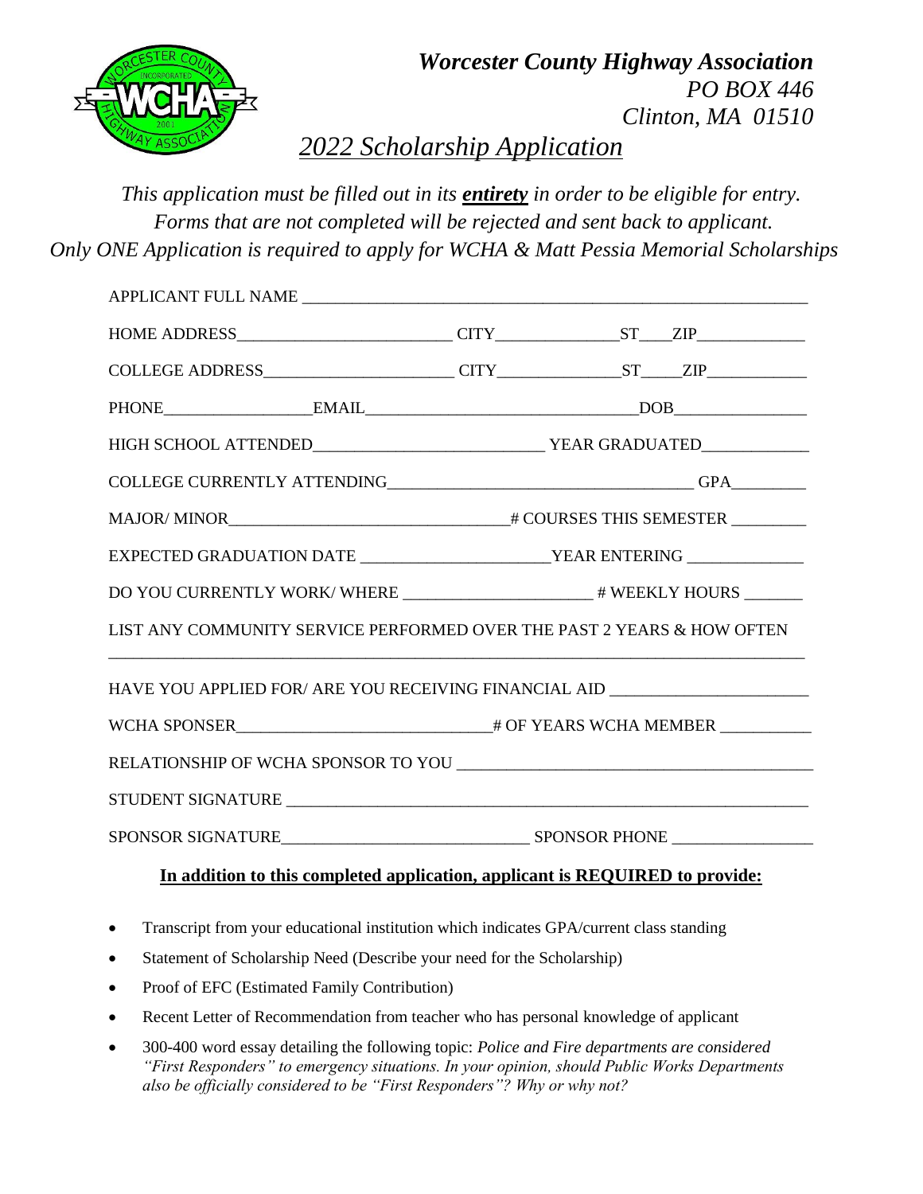# *Worcester County Highway Association*

*PO BOX 446*

*Clinton, MA 01510*

## *2022 Scholarship Application*

*This application must be filled out in its* ***entirety*** *in order to be eligible for entry.*
*Forms that are not completed will be rejected and sent back to applicant.*
*Only ONE Application is required to apply for WCHA & Matt Pessia Memorial Scholarships*

APPLICANT FULL NAME ____________________________________________________________

HOME ADDRESS_________________________ CITY______________ST____ZIP_____________

COLLEGE ADDRESS______________________ CITY______________ST_____ZIP____________

PHONE_________________EMAIL_______________________________DOB________________

HIGH SCHOOL ATTENDED__________________________ YEAR GRADUATED____________

COLLEGE CURRENTLY ATTENDING___________________________________ GPA_________

MAJOR/ MINOR________________________________# COURSES THIS SEMESTER _________

EXPECTED GRADUATION DATE _____________________YEAR ENTERING ______________

DO YOU CURRENTLY WORK/ WHERE _____________________ # WEEKLY HOURS _______

LIST ANY COMMUNITY SERVICE PERFORMED OVER THE PAST 2 YEARS & HOW OFTEN
_______________________________________________________________________________

HAVE YOU APPLIED FOR/ ARE YOU RECEIVING FINANCIAL AID _______________________

WCHA SPONSER______________________________# OF YEARS WCHA MEMBER ___________

RELATIONSHIP OF WCHA SPONSOR TO YOU __________________________________________

STUDENT SIGNATURE ______________________________________________________________

SPONSOR SIGNATURE_____________________________ SPONSOR PHONE ________________

**In addition to this completed application, applicant is REQUIRED to provide:**

- Transcript from your educational institution which indicates GPA/current class standing
- Statement of Scholarship Need (Describe your need for the Scholarship)
- Proof of EFC (Estimated Family Contribution)
- Recent Letter of Recommendation from teacher who has personal knowledge of applicant
- 300-400 word essay detailing the following topic: *Police and Fire departments are considered "First Responders" to emergency situations. In your opinion, should Public Works Departments also be officially considered to be "First Responders"? Why or why not?*